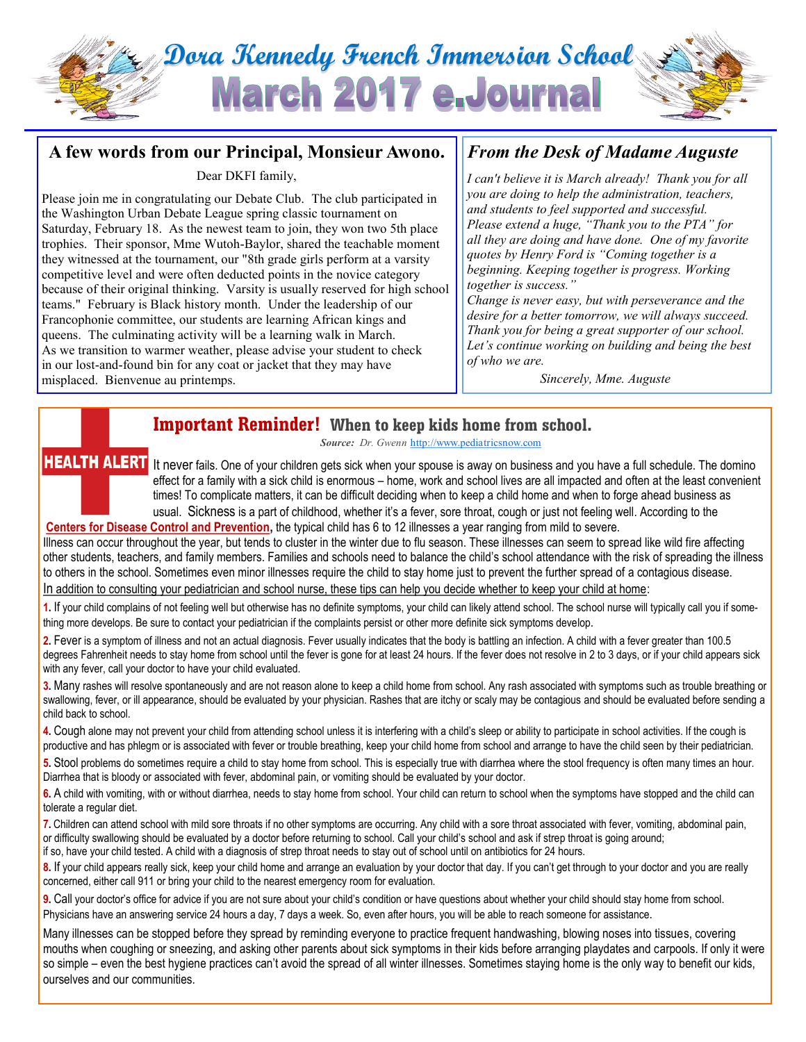# Dora Kennedy French Immersion School

# March 2017 e.Journal

## A few words from our Principal, Monsieur Awono.

Dear DKFI family,

Please join me in congratulating our Debate Club. The club participated in the Washington Urban Debate League spring classic tournament on Saturday, February 18. As the newest team to join, they won two 5th place trophies. Their sponsor, Mme Wutoh-Baylor, shared the teachable moment they witnessed at the tournament, our "8th grade girls perform at a varsity competitive level and were often deducted points in the novice category because of their original thinking. Varsity is usually reserved for high school teams." February is Black history month. Under the leadership of our Francophonie committee, our students are learning African kings and queens. The culminating activity will be a learning walk in March. As we transition to warmer weather, please advise your student to check in our lost-and-found bin for any coat or jacket that they may have misplaced. Bienvenue au printemps.

## *From the Desk of Madame Auguste*

*I can't believe it is March already! Thank you for all you are doing to help the administration, teachers, and students to feel supported and successful. Please extend a huge, "Thank you to the PTA" for all they are doing and have done. One of my favorite quotes by Henry Ford is "Coming together is a beginning. Keeping together is progress. Working together is success."*

*Change is never easy, but with perseverance and the desire for a better tomorrow, we will always succeed. Thank you for being a great supporter of our school. Let's continue working on building and being the best of who we are.*

*Sincerely, Mme. Auguste*

## Important Reminder! When to keep kids home from school.

***Source:*** *Dr. Gwenn* http://www.pediatricsnow.com

**HEALTH ALERT**

It never fails. One of your children gets sick when your spouse is away on business and you have a full schedule. The domino effect for a family with a sick child is enormous – home, work and school lives are all impacted and often at the least convenient times! To complicate matters, it can be difficult deciding when to keep a child home and when to forge ahead business as usual. Sickness is a part of childhood, whether it's a fever, sore throat, cough or just not feeling well. According to the **Centers for Disease Control and Prevention,** the typical child has 6 to 12 illnesses a year ranging from mild to severe.

Illness can occur throughout the year, but tends to cluster in the winter due to flu season. These illnesses can seem to spread like wild fire affecting other students, teachers, and family members. Families and schools need to balance the child's school attendance with the risk of spreading the illness to others in the school. Sometimes even minor illnesses require the child to stay home just to prevent the further spread of a contagious disease.

In addition to consulting your pediatrician and school nurse, these tips can help you decide whether to keep your child at home:

**1.** If your child complains of not feeling well but otherwise has no definite symptoms, your child can likely attend school. The school nurse will typically call you if something more develops. Be sure to contact your pediatrician if the complaints persist or other more definite sick symptoms develop.

**2.** Fever is a symptom of illness and not an actual diagnosis. Fever usually indicates that the body is battling an infection. A child with a fever greater than 100.5 degrees Fahrenheit needs to stay home from school until the fever is gone for at least 24 hours. If the fever does not resolve in 2 to 3 days, or if your child appears sick with any fever, call your doctor to have your child evaluated.

**3.** Many rashes will resolve spontaneously and are not reason alone to keep a child home from school. Any rash associated with symptoms such as trouble breathing or swallowing, fever, or ill appearance, should be evaluated by your physician. Rashes that are itchy or scaly may be contagious and should be evaluated before sending a child back to school.

**4.** Cough alone may not prevent your child from attending school unless it is interfering with a child's sleep or ability to participate in school activities. If the cough is productive and has phlegm or is associated with fever or trouble breathing, keep your child home from school and arrange to have the child seen by their pediatrician.

**5.** Stool problems do sometimes require a child to stay home from school. This is especially true with diarrhea where the stool frequency is often many times an hour. Diarrhea that is bloody or associated with fever, abdominal pain, or vomiting should be evaluated by your doctor.

**6.** A child with vomiting, with or without diarrhea, needs to stay home from school. Your child can return to school when the symptoms have stopped and the child can tolerate a regular diet.

**7.** Children can attend school with mild sore throats if no other symptoms are occurring. Any child with a sore throat associated with fever, vomiting, abdominal pain, or difficulty swallowing should be evaluated by a doctor before returning to school. Call your child's school and ask if strep throat is going around; if so, have your child tested. A child with a diagnosis of strep throat needs to stay out of school until on antibiotics for 24 hours.

**8.** If your child appears really sick, keep your child home and arrange an evaluation by your doctor that day. If you can't get through to your doctor and you are really concerned, either call 911 or bring your child to the nearest emergency room for evaluation.

**9.** Call your doctor's office for advice if you are not sure about your child's condition or have questions about whether your child should stay home from school. Physicians have an answering service 24 hours a day, 7 days a week. So, even after hours, you will be able to reach someone for assistance.

Many illnesses can be stopped before they spread by reminding everyone to practice frequent handwashing, blowing noses into tissues, covering mouths when coughing or sneezing, and asking other parents about sick symptoms in their kids before arranging playdates and carpools. If only it were so simple – even the best hygiene practices can't avoid the spread of all winter illnesses. Sometimes staying home is the only way to benefit our kids, ourselves and our communities.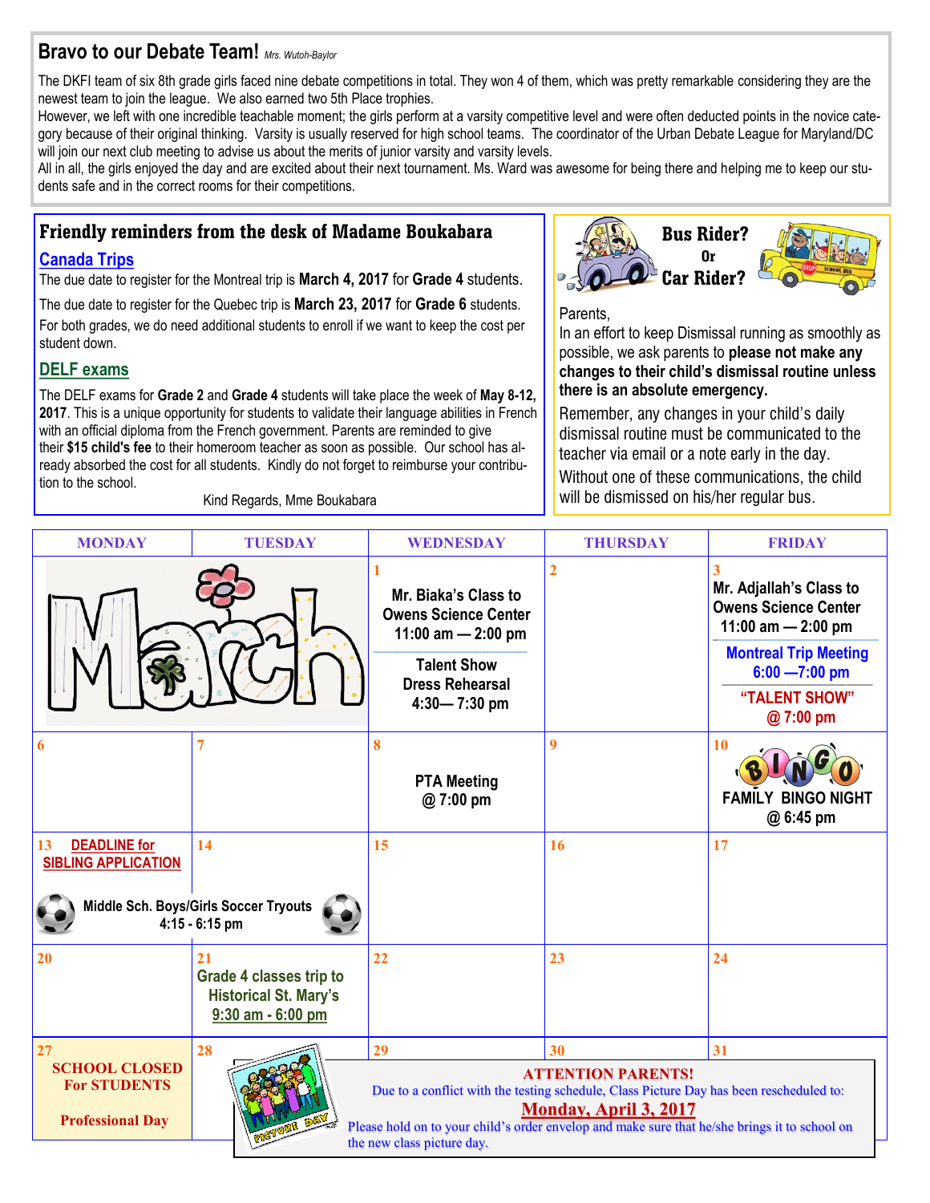## Bravo to our Debate Team! *Mrs. Wutoh-Baylor*

The DKFI team of six 8th grade girls faced nine debate competitions in total. They won 4 of them, which was pretty remarkable considering they are the newest team to join the league. We also earned two 5th Place trophies.
However, we left with one incredible teachable moment; the girls perform at a varsity competitive level and were often deducted points in the novice category because of their original thinking. Varsity is usually reserved for high school teams. The coordinator of the Urban Debate League for Maryland/DC will join our next club meeting to advise us about the merits of junior varsity and varsity levels.
All in all, the girls enjoyed the day and are excited about their next tournament. Ms. Ward was awesome for being there and helping me to keep our students safe and in the correct rooms for their competitions.

## Friendly reminders from the desk of Madame Boukabara

### Canada Trips

The due date to register for the Montreal trip is **March 4, 2017** for **Grade 4** students.

The due date to register for the Quebec trip is **March 23, 2017** for **Grade 6** students.

For both grades, we do need additional students to enroll if we want to keep the cost per student down.

### DELF exams

The DELF exams for **Grade 2** and **Grade 4** students will take place the week of **May 8-12, 2017**. This is a unique opportunity for students to validate their language abilities in French with an official diploma from the French government. Parents are reminded to give their **$15 child's fee** to their homeroom teacher as soon as possible. Our school has already absorbed the cost for all students. Kindly do not forget to reimburse your contribution to the school.

Kind Regards, Mme Boukabara

## Bus Rider? Or Car Rider?

Parents,
In an effort to keep Dismissal running as smoothly as possible, we ask parents to **please not make any changes to their child's dismissal routine unless there is an absolute emergency.**

Remember, any changes in your child's daily dismissal routine must be communicated to the teacher via email or a note early in the day.

Without one of these communications, the child will be dismissed on his/her regular bus.

## March

| MONDAY | TUESDAY | WEDNESDAY | THURSDAY | FRIDAY |
|---|---|---|---|---|
| | | 1 Mr. Biaka's Class to Owens Science Center 11:00 am — 2:00 pm; Talent Show Dress Rehearsal 4:30— 7:30 pm | 2 | 3 Mr. Adjallah's Class to Owens Science Center 11:00 am — 2:00 pm; Montreal Trip Meeting 6:00 —7:00 pm; "TALENT SHOW" @ 7:00 pm |
| 6 | 7 | 8 PTA Meeting @ 7:00 pm | 9 | 10 BINGO FAMILY BINGO NIGHT @ 6:45 pm |
| 13 DEADLINE for SIBLING APPLICATION; Middle Sch. Boys/Girls Soccer Tryouts 4:15 - 6:15 pm | 14 | 15 | 16 | 17 |
| 20 | 21 Grade 4 classes trip to Historical St. Mary's 9:30 am - 6:00 pm | 22 | 23 | 24 |
| 27 SCHOOL CLOSED For STUDENTS Professional Day | 28 | 29 | 30 | 31 |

**ATTENTION PARENTS!**
Due to a conflict with the testing schedule, Class Picture Day has been rescheduled to:
**Monday, April 3, 2017**
Please hold on to your child's order envelop and make sure that he/she brings it to school on the new class picture day.